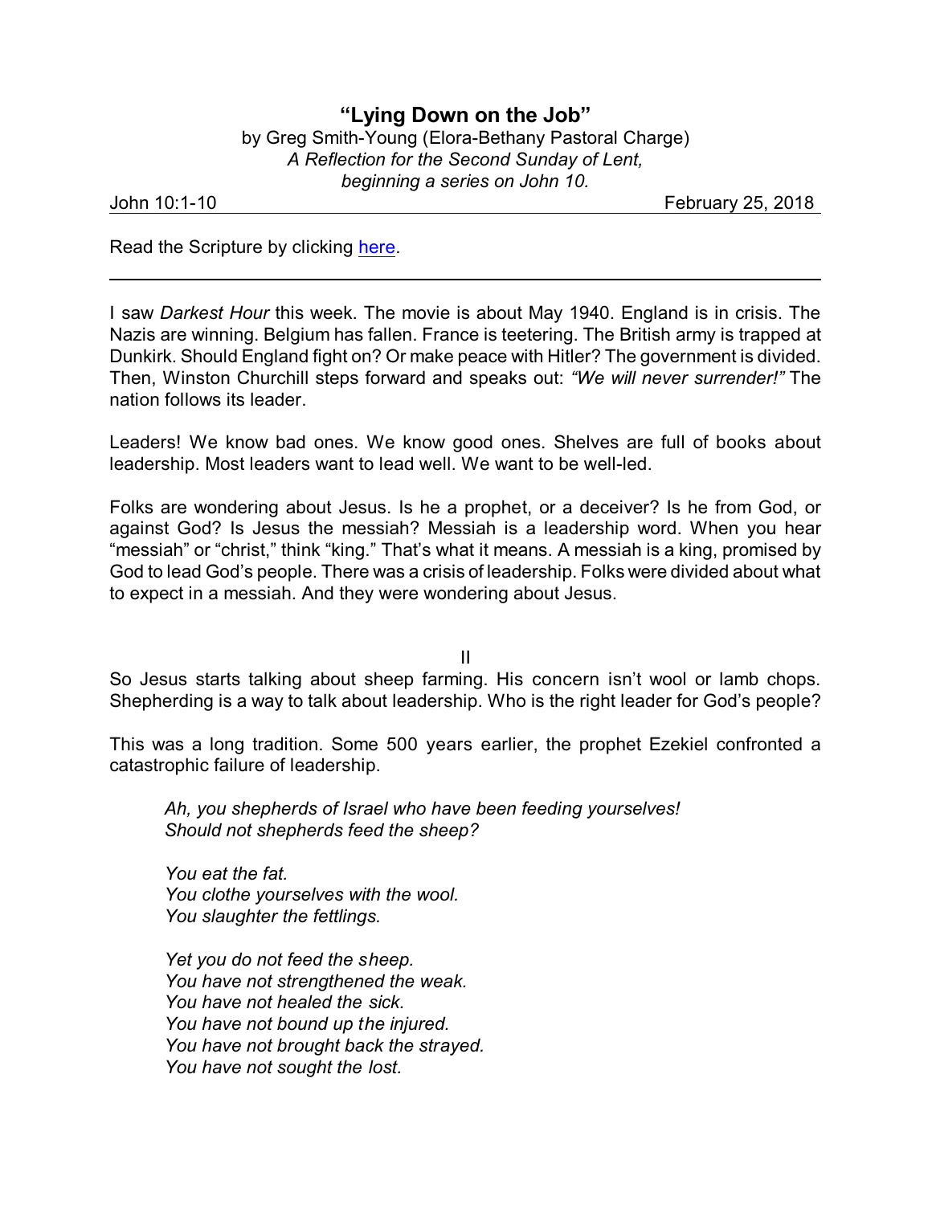# "Lying Down on the Job"

by Greg Smith-Young (Elora-Bethany Pastoral Charge)
*A Reflection for the Second Sunday of Lent, beginning a series on John 10.*

John 10:1-10 February 25, 2018

Read the Scripture by clicking [here](here).

---

I saw *Darkest Hour* this week. The movie is about May 1940. England is in crisis. The Nazis are winning. Belgium has fallen. France is teetering. The British army is trapped at Dunkirk. Should England fight on? Or make peace with Hitler? The government is divided. Then, Winston Churchill steps forward and speaks out: *"We will never surrender!"* The nation follows its leader.

Leaders! We know bad ones. We know good ones. Shelves are full of books about leadership. Most leaders want to lead well. We want to be well-led.

Folks are wondering about Jesus. Is he a prophet, or a deceiver? Is he from God, or against God? Is Jesus the messiah? Messiah is a leadership word. When you hear "messiah" or "christ," think "king." That's what it means. A messiah is a king, promised by God to lead God's people. There was a crisis of leadership. Folks were divided about what to expect in a messiah. And they were wondering about Jesus.

II

So Jesus starts talking about sheep farming. His concern isn't wool or lamb chops. Shepherding is a way to talk about leadership. Who is the right leader for God's people?

This was a long tradition. Some 500 years earlier, the prophet Ezekiel confronted a catastrophic failure of leadership.

> *Ah, you shepherds of Israel who have been feeding yourselves!*
> *Should not shepherds feed the sheep?*
>
> *You eat the fat.*
> *You clothe yourselves with the wool.*
> *You slaughter the fettlings.*
>
> *Yet you do not feed the sheep.*
> *You have not strengthened the weak.*
> *You have not healed the sick.*
> *You have not bound up the injured.*
> *You have not brought back the strayed.*
> *You have not sought the lost.*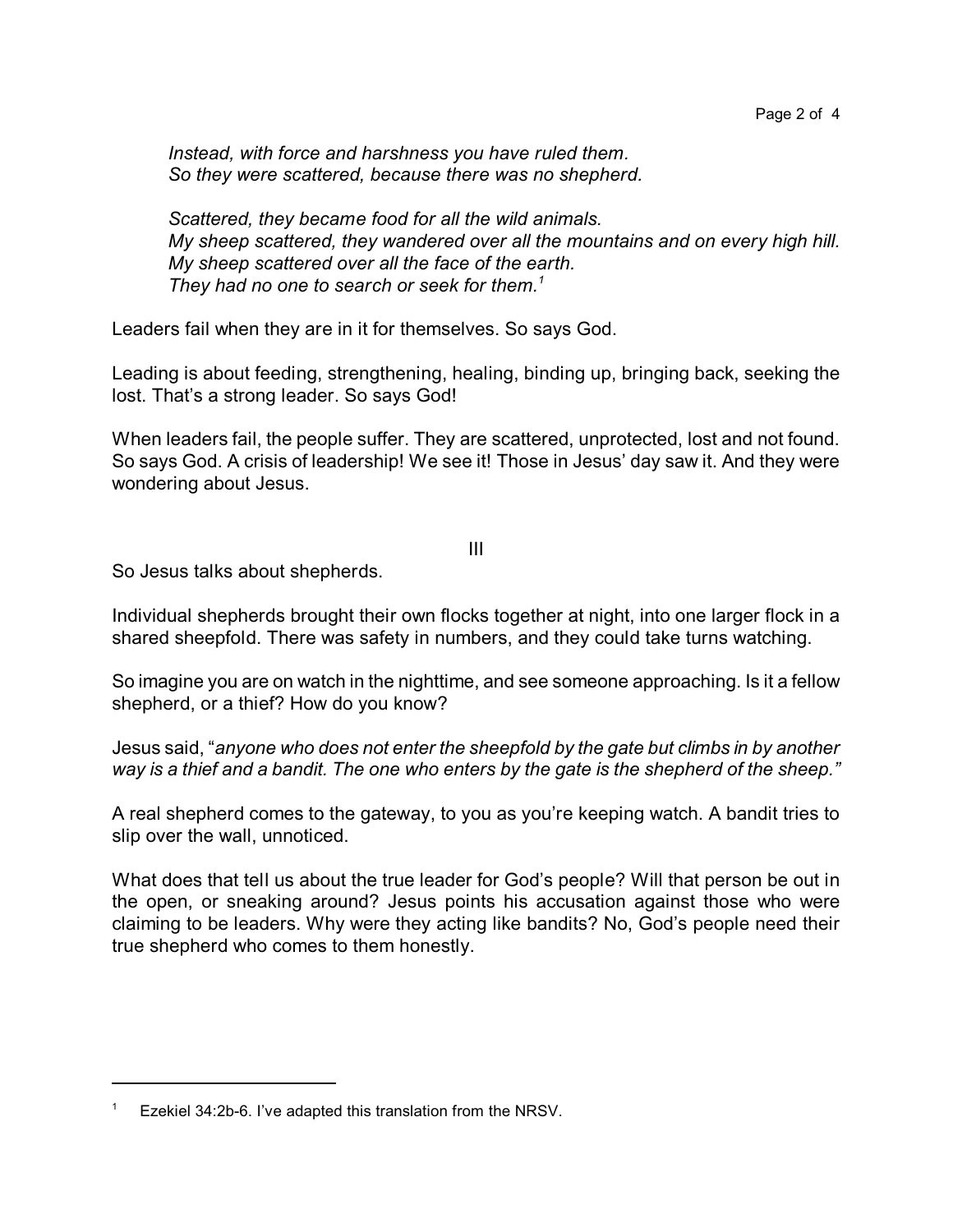*Instead, with force and harshness you have ruled them.*
*So they were scattered, because there was no shepherd.*

*Scattered, they became food for all the wild animals.*
*My sheep scattered, they wandered over all the mountains and on every high hill.*
*My sheep scattered over all the face of the earth.*
*They had no one to search or seek for them.*[1]

Leaders fail when they are in it for themselves. So says God.

Leading is about feeding, strengthening, healing, binding up, bringing back, seeking the lost. That's a strong leader. So says God!

When leaders fail, the people suffer. They are scattered, unprotected, lost and not found. So says God. A crisis of leadership! We see it! Those in Jesus' day saw it. And they were wondering about Jesus.

## III

So Jesus talks about shepherds.

Individual shepherds brought their own flocks together at night, into one larger flock in a shared sheepfold. There was safety in numbers, and they could take turns watching.

So imagine you are on watch in the nighttime, and see someone approaching. Is it a fellow shepherd, or a thief? How do you know?

Jesus said, "*anyone who does not enter the sheepfold by the gate but climbs in by another way is a thief and a bandit. The one who enters by the gate is the shepherd of the sheep."*

A real shepherd comes to the gateway, to you as you're keeping watch. A bandit tries to slip over the wall, unnoticed.

What does that tell us about the true leader for God's people? Will that person be out in the open, or sneaking around? Jesus points his accusation against those who were claiming to be leaders. Why were they acting like bandits? No, God's people need their true shepherd who comes to them honestly.

---

[1] Ezekiel 34:2b-6. I've adapted this translation from the NRSV.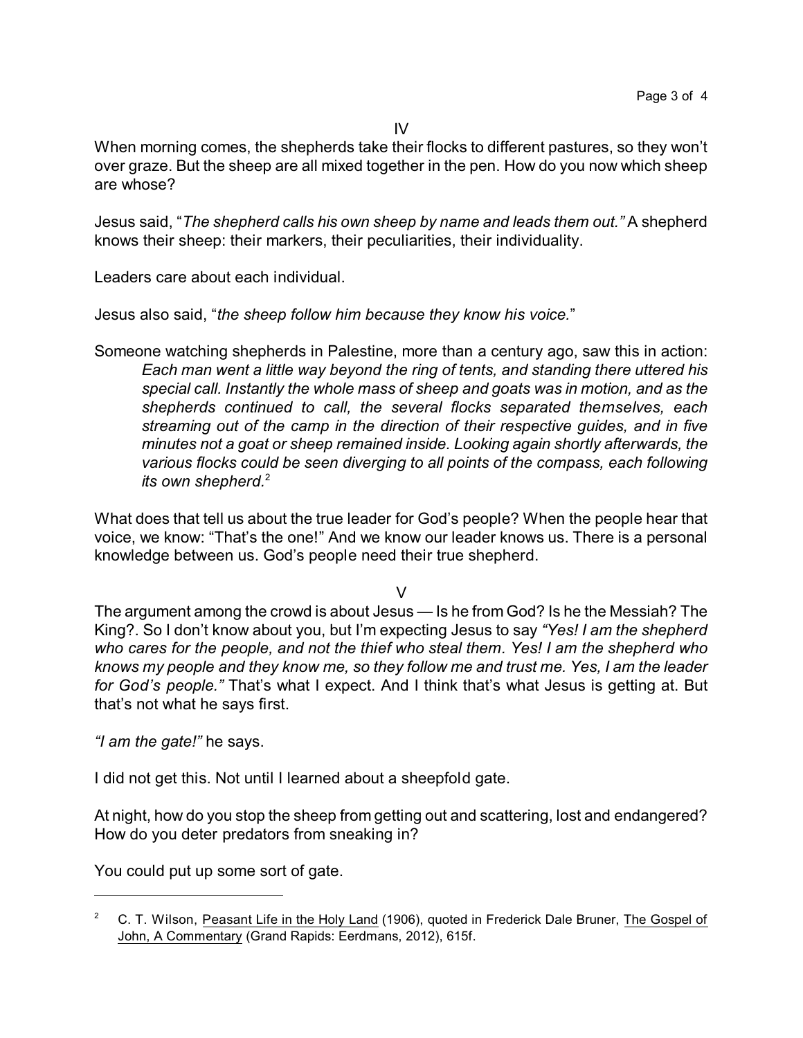IV

When morning comes, the shepherds take their flocks to different pastures, so they won't over graze. But the sheep are all mixed together in the pen. How do you now which sheep are whose?

Jesus said, "*The shepherd calls his own sheep by name and leads them out.*" A shepherd knows their sheep: their markers, their peculiarities, their individuality.

Leaders care about each individual.

Jesus also said, "*the sheep follow him because they know his voice.*"

Someone watching shepherds in Palestine, more than a century ago, saw this in action:

> *Each man went a little way beyond the ring of tents, and standing there uttered his special call. Instantly the whole mass of sheep and goats was in motion, and as the shepherds continued to call, the several flocks separated themselves, each streaming out of the camp in the direction of their respective guides, and in five minutes not a goat or sheep remained inside. Looking again shortly afterwards, the various flocks could be seen diverging to all points of the compass, each following its own shepherd.*[2]

What does that tell us about the true leader for God's people? When the people hear that voice, we know: "That's the one!" And we know our leader knows us. There is a personal knowledge between us. God's people need their true shepherd.

V

The argument among the crowd is about Jesus — Is he from God? Is he the Messiah? The King?. So I don't know about you, but I'm expecting Jesus to say *"Yes! I am the shepherd who cares for the people, and not the thief who steal them. Yes! I am the shepherd who knows my people and they know me, so they follow me and trust me. Yes, I am the leader for God's people."* That's what I expect. And I think that's what Jesus is getting at. But that's not what he says first.

*"I am the gate!"* he says.

I did not get this. Not until I learned about a sheepfold gate.

At night, how do you stop the sheep from getting out and scattering, lost and endangered? How do you deter predators from sneaking in?

You could put up some sort of gate.

---

[2] C. T. Wilson, Peasant Life in the Holy Land (1906), quoted in Frederick Dale Bruner, The Gospel of John, A Commentary (Grand Rapids: Eerdmans, 2012), 615f.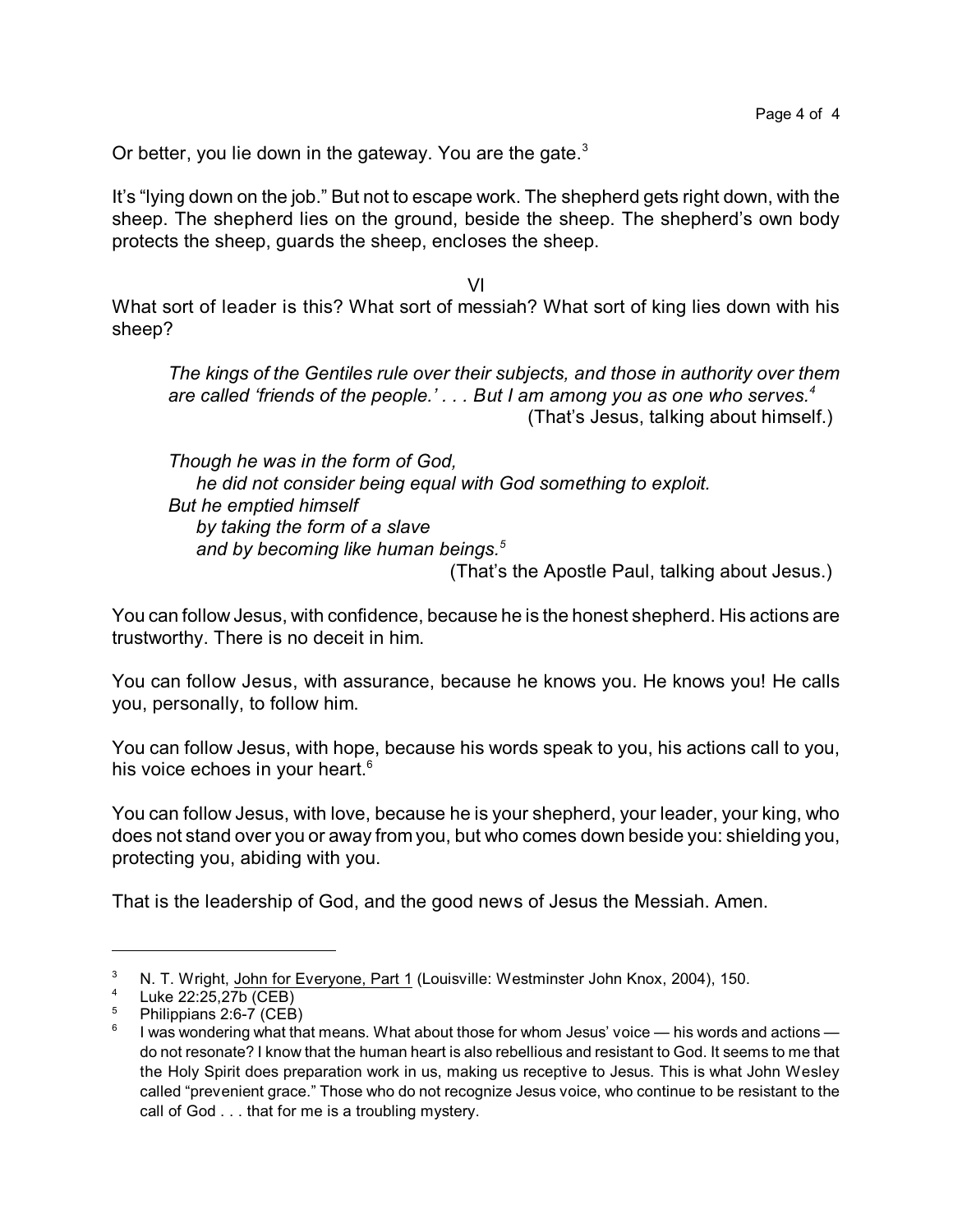Or better, you lie down in the gateway. You are the gate.[3]

It's "lying down on the job." But not to escape work. The shepherd gets right down, with the sheep. The shepherd lies on the ground, beside the sheep. The shepherd's own body protects the sheep, guards the sheep, encloses the sheep.

## VI

What sort of leader is this? What sort of messiah? What sort of king lies down with his sheep?

> *The kings of the Gentiles rule over their subjects, and those in authority over them are called 'friends of the people.' . . . But I am among you as one who serves.*[4]
>
> (That's Jesus, talking about himself.)

> *Though he was in the form of God,*
> *he did not consider being equal with God something to exploit.*
> *But he emptied himself*
> *by taking the form of a slave*
> *and by becoming like human beings.*[5]
>
> (That's the Apostle Paul, talking about Jesus.)

You can follow Jesus, with confidence, because he is the honest shepherd. His actions are trustworthy. There is no deceit in him.

You can follow Jesus, with assurance, because he knows you. He knows you! He calls you, personally, to follow him.

You can follow Jesus, with hope, because his words speak to you, his actions call to you, his voice echoes in your heart.[6]

You can follow Jesus, with love, because he is your shepherd, your leader, your king, who does not stand over you or away from you, but who comes down beside you: shielding you, protecting you, abiding with you.

That is the leadership of God, and the good news of Jesus the Messiah. Amen.

---

[3] N. T. Wright, John for Everyone, Part 1 (Louisville: Westminster John Knox, 2004), 150.

[4] Luke 22:25,27b (CEB)

[5] Philippians 2:6-7 (CEB)

[6] I was wondering what that means. What about those for whom Jesus' voice — his words and actions — do not resonate? I know that the human heart is also rebellious and resistant to God. It seems to me that the Holy Spirit does preparation work in us, making us receptive to Jesus. This is what John Wesley called "prevenient grace." Those who do not recognize Jesus voice, who continue to be resistant to the call of God . . . that for me is a troubling mystery.